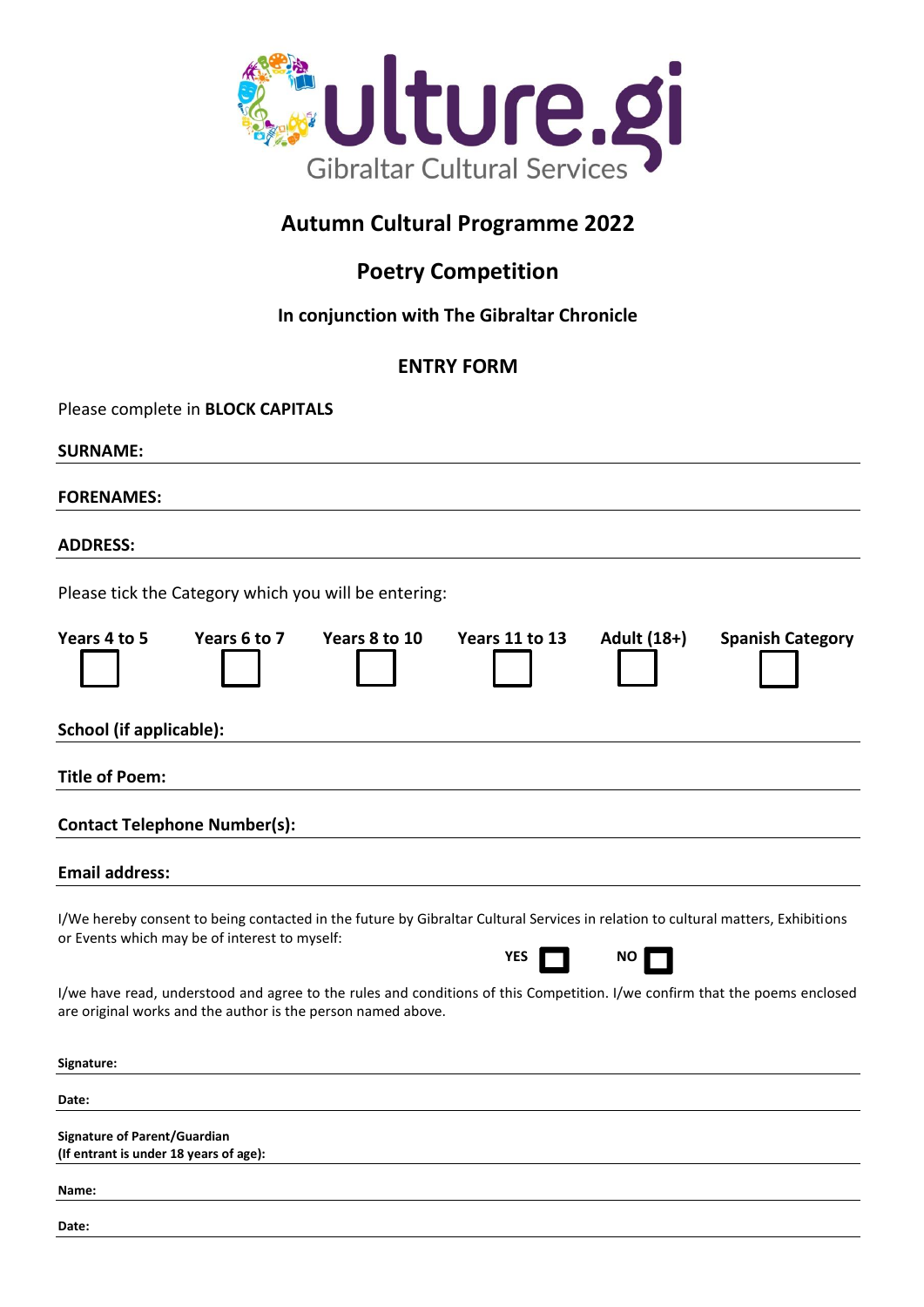Culture.gi
Gibraltar Cultural Services

# Autumn Cultural Programme 2022

## Poetry Competition

### In conjunction with The Gibraltar Chronicle

### ENTRY FORM

Please complete in **BLOCK CAPITALS**

**SURNAME:**

**FORENAMES:**

**ADDRESS:**

Please tick the Category which you will be entering:

| Years 4 to 5 | Years 6 to 7 | Years 8 to 10 | Years 11 to 13 | Adult (18+) | Spanish Category |
|---|---|---|---|---|---|
| ☐ | ☐ | ☐ | ☐ | ☐ | ☐ |

**School (if applicable):**

**Title of Poem:**

**Contact Telephone Number(s):**

**Email address:**

I/We hereby consent to being contacted in the future by Gibraltar Cultural Services in relation to cultural matters, Exhibitions or Events which may be of interest to myself:

**YES** ☐ **NO** ☐

I/we have read, understood and agree to the rules and conditions of this Competition. I/we confirm that the poems enclosed are original works and the author is the person named above.

**Signature:**

**Date:**

**Signature of Parent/Guardian**
**(If entrant is under 18 years of age):**

**Name:**

**Date:**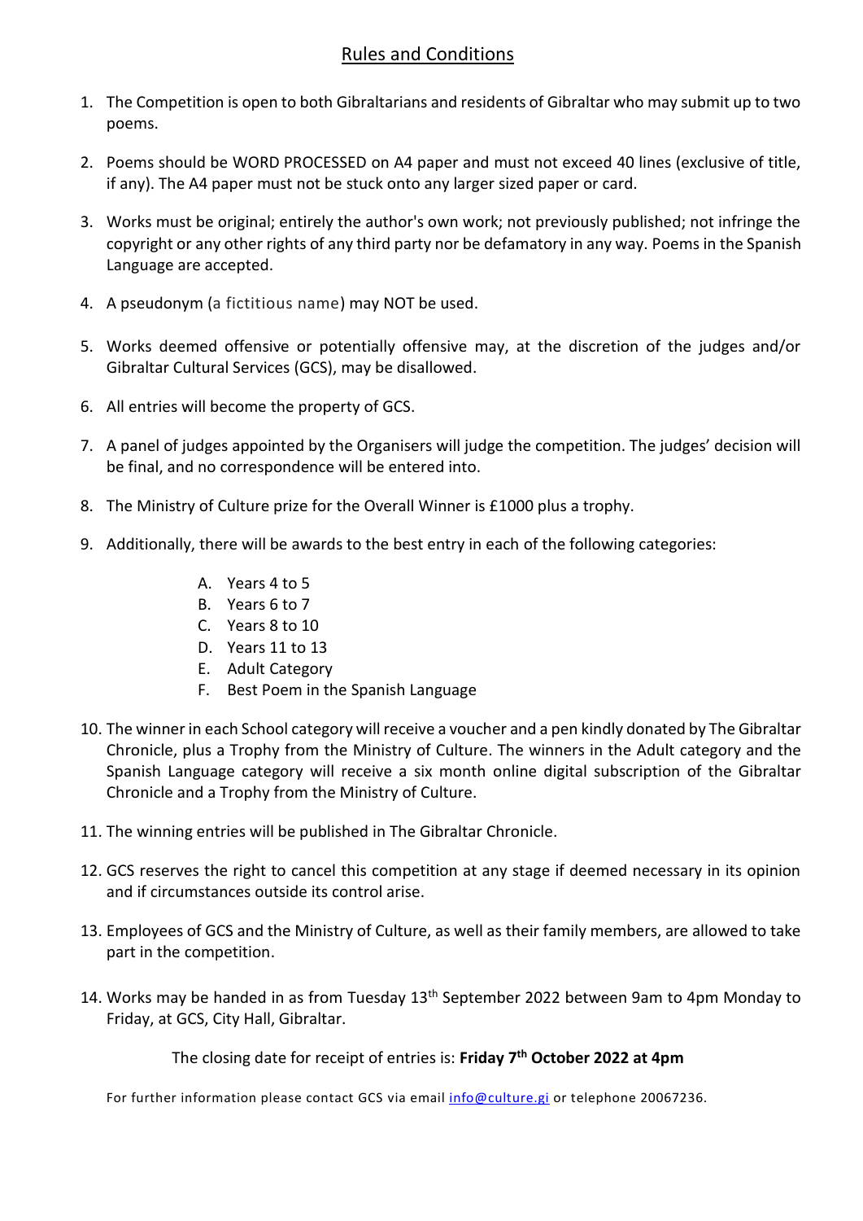## Rules and Conditions

1. The Competition is open to both Gibraltarians and residents of Gibraltar who may submit up to two poems.

2. Poems should be WORD PROCESSED on A4 paper and must not exceed 40 lines (exclusive of title, if any). The A4 paper must not be stuck onto any larger sized paper or card.

3. Works must be original; entirely the author's own work; not previously published; not infringe the copyright or any other rights of any third party nor be defamatory in any way. Poems in the Spanish Language are accepted.

4. A pseudonym (a fictitious name) may NOT be used.

5. Works deemed offensive or potentially offensive may, at the discretion of the judges and/or Gibraltar Cultural Services (GCS), may be disallowed.

6. All entries will become the property of GCS.

7. A panel of judges appointed by the Organisers will judge the competition. The judges' decision will be final, and no correspondence will be entered into.

8. The Ministry of Culture prize for the Overall Winner is £1000 plus a trophy.

9. Additionally, there will be awards to the best entry in each of the following categories:

    A. Years 4 to 5
    B. Years 6 to 7
    C. Years 8 to 10
    D. Years 11 to 13
    E. Adult Category
    F. Best Poem in the Spanish Language

10. The winner in each School category will receive a voucher and a pen kindly donated by The Gibraltar Chronicle, plus a Trophy from the Ministry of Culture. The winners in the Adult category and the Spanish Language category will receive a six month online digital subscription of the Gibraltar Chronicle and a Trophy from the Ministry of Culture.

11. The winning entries will be published in The Gibraltar Chronicle.

12. GCS reserves the right to cancel this competition at any stage if deemed necessary in its opinion and if circumstances outside its control arise.

13. Employees of GCS and the Ministry of Culture, as well as their family members, are allowed to take part in the competition.

14. Works may be handed in as from Tuesday 13th September 2022 between 9am to 4pm Monday to Friday, at GCS, City Hall, Gibraltar.

The closing date for receipt of entries is: **Friday 7th October 2022 at 4pm**

For further information please contact GCS via email info@culture.gi or telephone 20067236.